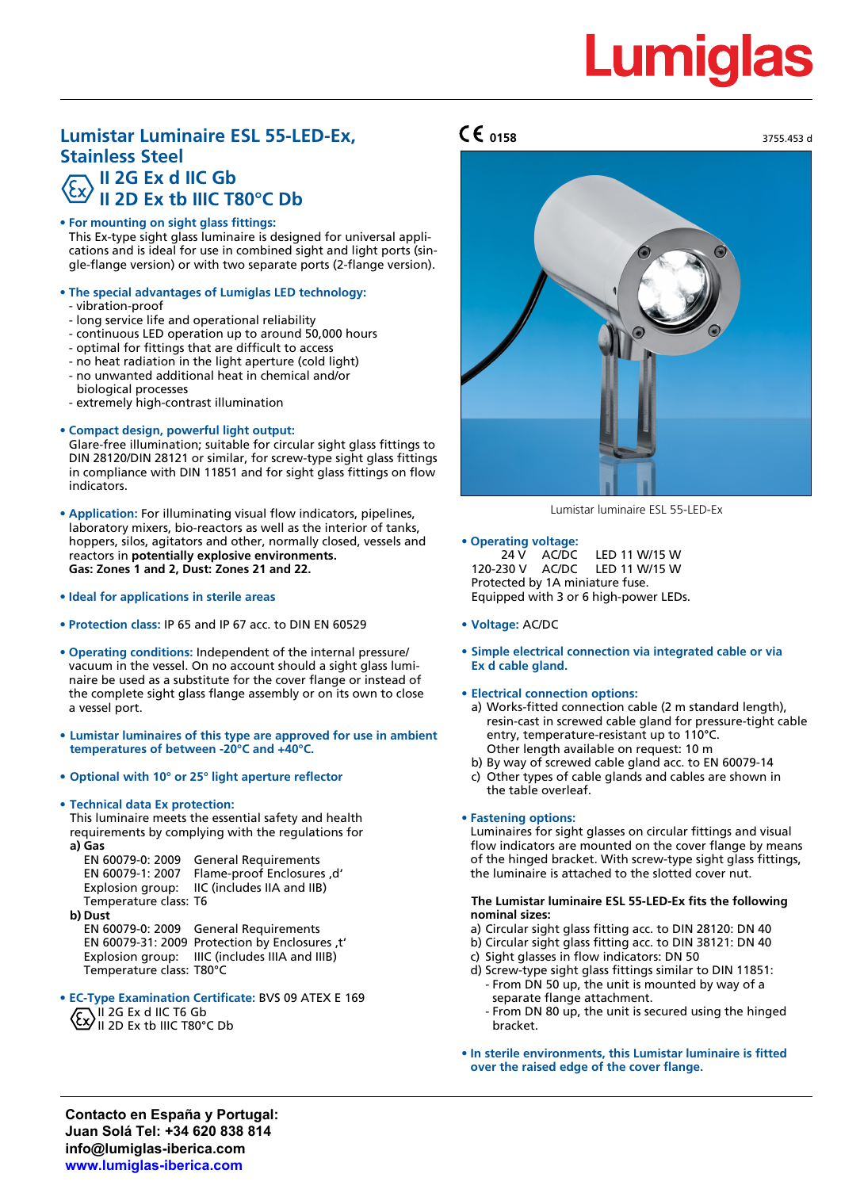# Lumiglas

## Lumistar Luminaire ESL 55-LED-Ex, Stainless Steel

## II 2G Ex d IIC Gb
## II 2D Ex tb IIIC T80°C Db

- **For mounting on sight glass fittings:**
  This Ex-type sight glass luminaire is designed for universal applications and is ideal for use in combined sight and light ports (single-flange version) or with two separate ports (2-flange version).

- **The special advantages of Lumiglas LED technology:**
  - vibration-proof
  - long service life and operational reliability
  - continuous LED operation up to around 50,000 hours
  - optimal for fittings that are difficult to access
  - no heat radiation in the light aperture (cold light)
  - no unwanted additional heat in chemical and/or biological processes
  - extremely high-contrast illumination

- **Compact design, powerful light output:**
  Glare-free illumination; suitable for circular sight glass fittings to DIN 28120/DIN 28121 or similar, for screw-type sight glass fittings in compliance with DIN 11851 and for sight glass fittings on flow indicators.

- **Application:** For illuminating visual flow indicators, pipelines, laboratory mixers, bio-reactors as well as the interior of tanks, hoppers, silos, agitators and other, normally closed, vessels and reactors in **potentially explosive environments.**
  **Gas: Zones 1 and 2, Dust: Zones 21 and 22.**

- **Ideal for applications in sterile areas**

- **Protection class:** IP 65 and IP 67 acc. to DIN EN 60529

- **Operating conditions:** Independent of the internal pressure/vacuum in the vessel. On no account should a sight glass luminaire be used as a substitute for the cover flange or instead of the complete sight glass flange assembly or on its own to close a vessel port.

- **Lumistar luminaires of this type are approved for use in ambient temperatures of between -20°C and +40°C.**

- **Optional with 10° or 25° light aperture reflector**

- **Technical data Ex protection:**
  This luminaire meets the essential safety and health requirements by complying with the regulations for
  **a) Gas**
  EN 60079-0: 2009 General Requirements
  EN 60079-1: 2007 Flame-proof Enclosures ‚d'
  Explosion group: IIC (includes IIA and IIB)
  Temperature class: T6
  **b) Dust**
  EN 60079-0: 2009 General Requirements
  EN 60079-31: 2009 Protection by Enclosures ‚t'
  Explosion group: IIIC (includes IIIA and IIIB)
  Temperature class: T80°C

- **EC-Type Examination Certificate:** BVS 09 ATEX E 169
  II 2G Ex d IIC T6 Gb
  II 2D Ex tb IIIC T80°C Db

CE 0158

3755.453 d

Lumistar luminaire ESL 55-LED-Ex

- **Operating voltage:**
  24 V AC/DC LED 11 W/15 W
  120-230 V AC/DC LED 11 W/15 W
  Protected by 1A miniature fuse.
  Equipped with 3 or 6 high-power LEDs.

- **Voltage:** AC/DC

- **Simple electrical connection via integrated cable or via Ex d cable gland.**

- **Electrical connection options:**
  a) Works-fitted connection cable (2 m standard length), resin-cast in screwed cable gland for pressure-tight cable entry, temperature-resistant up to 110°C.
  Other length available on request: 10 m
  b) By way of screwed cable gland acc. to EN 60079-14
  c) Other types of cable glands and cables are shown in the table overleaf.

- **Fastening options:**
  Luminaires for sight glasses on circular fittings and visual flow indicators are mounted on the cover flange by means of the hinged bracket. With screw-type sight glass fittings, the luminaire is attached to the slotted cover nut.

**The Lumistar luminaire ESL 55-LED-Ex fits the following nominal sizes:**
a) Circular sight glass fitting acc. to DIN 28120: DN 40
b) Circular sight glass fitting acc. to DIN 38121: DN 40
c) Sight glasses in flow indicators: DN 50
d) Screw-type sight glass fittings similar to DIN 11851:
  - From DN 50 up, the unit is mounted by way of a separate flange attachment.
  - From DN 80 up, the unit is secured using the hinged bracket.

- **In sterile environments, this Lumistar luminaire is fitted over the raised edge of the cover flange.**

**Contacto en España y Portugal:**
**Juan Solá Tel: +34 620 838 814**
**info@lumiglas-iberica.com**
**www.lumiglas-iberica.com**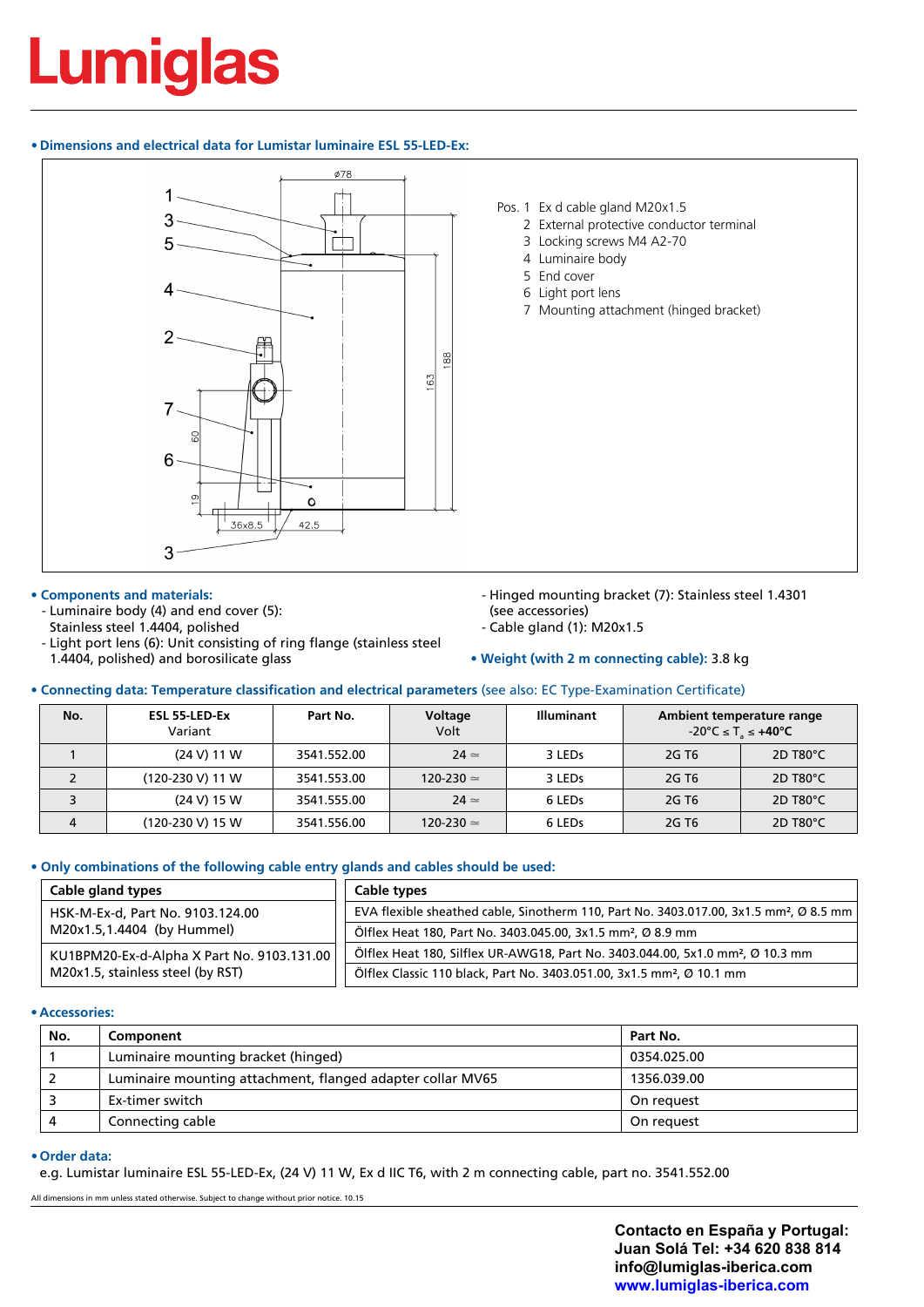# Lumiglas

## • Dimensions and electrical data for Lumistar luminaire ESL 55-LED-Ex:

ø78

1
3
5
4
2
7
6
3

60
19
36x8.5
42.5
163
188

Pos. 1 Ex d cable gland M20x1.5
2 External protective conductor terminal
3 Locking screws M4 A2-70
4 Luminaire body
5 End cover
6 Light port lens
7 Mounting attachment (hinged bracket)

## • Components and materials:

- Luminaire body (4) and end cover (5): Stainless steel 1.4404, polished
- Light port lens (6): Unit consisting of ring flange (stainless steel 1.4404, polished) and borosilicate glass
- Hinged mounting bracket (7): Stainless steel 1.4301 (see accessories)
- Cable gland (1): M20x1.5

## • Weight (with 2 m connecting cable): 3.8 kg

## • Connecting data: Temperature classification and electrical parameters (see also: EC Type-Examination Certificate)

| No. | ESL 55-LED-Ex Variant | Part No. | Voltage Volt | Illuminant | Ambient temperature range -20°C ≤ $T_a$ ≤ +40°C | |
|---|---|---|---|---|---|---|
| 1 | (24 V) 11 W | 3541.552.00 | 24 ≃ | 3 LEDs | 2G T6 | 2D T80°C |
| 2 | (120-230 V) 11 W | 3541.553.00 | 120-230 ≃ | 3 LEDs | 2G T6 | 2D T80°C |
| 3 | (24 V) 15 W | 3541.555.00 | 24 ≃ | 6 LEDs | 2G T6 | 2D T80°C |
| 4 | (120-230 V) 15 W | 3541.556.00 | 120-230 ≃ | 6 LEDs | 2G T6 | 2D T80°C |

## • Only combinations of the following cable entry glands and cables should be used:

| Cable gland types | Cable types |
|---|---|
| HSK-M-Ex-d, Part No. 9103.124.00 M20x1.5,1.4404 (by Hummel) | EVA flexible sheathed cable, Sinotherm 110, Part No. 3403.017.00, 3x1.5 mm², Ø 8.5 mm |
| | Ölflex Heat 180, Part No. 3403.045.00, 3x1.5 mm², Ø 8.9 mm |
| KU1BPM20-Ex-d-Alpha X Part No. 9103.131.00 M20x1.5, stainless steel (by RST) | Ölflex Heat 180, Silflex UR-AWG18, Part No. 3403.044.00, 5x1.0 mm², Ø 10.3 mm |
| | Ölflex Classic 110 black, Part No. 3403.051.00, 3x1.5 mm², Ø 10.1 mm |

## • Accessories:

| No. | Component | Part No. |
|---|---|---|
| 1 | Luminaire mounting bracket (hinged) | 0354.025.00 |
| 2 | Luminaire mounting attachment, flanged adapter collar MV65 | 1356.039.00 |
| 3 | Ex-timer switch | On request |
| 4 | Connecting cable | On request |

## • Order data:

e.g. Lumistar luminaire ESL 55-LED-Ex, (24 V) 11 W, Ex d IIC T6, with 2 m connecting cable, part no. 3541.552.00

All dimensions in mm unless stated otherwise. Subject to change without prior notice. 10.15

**Contacto en España y Portugal:**
**Juan Solá Tel: +34 620 838 814**
**info@lumiglas-iberica.com**
**www.lumiglas-iberica.com**